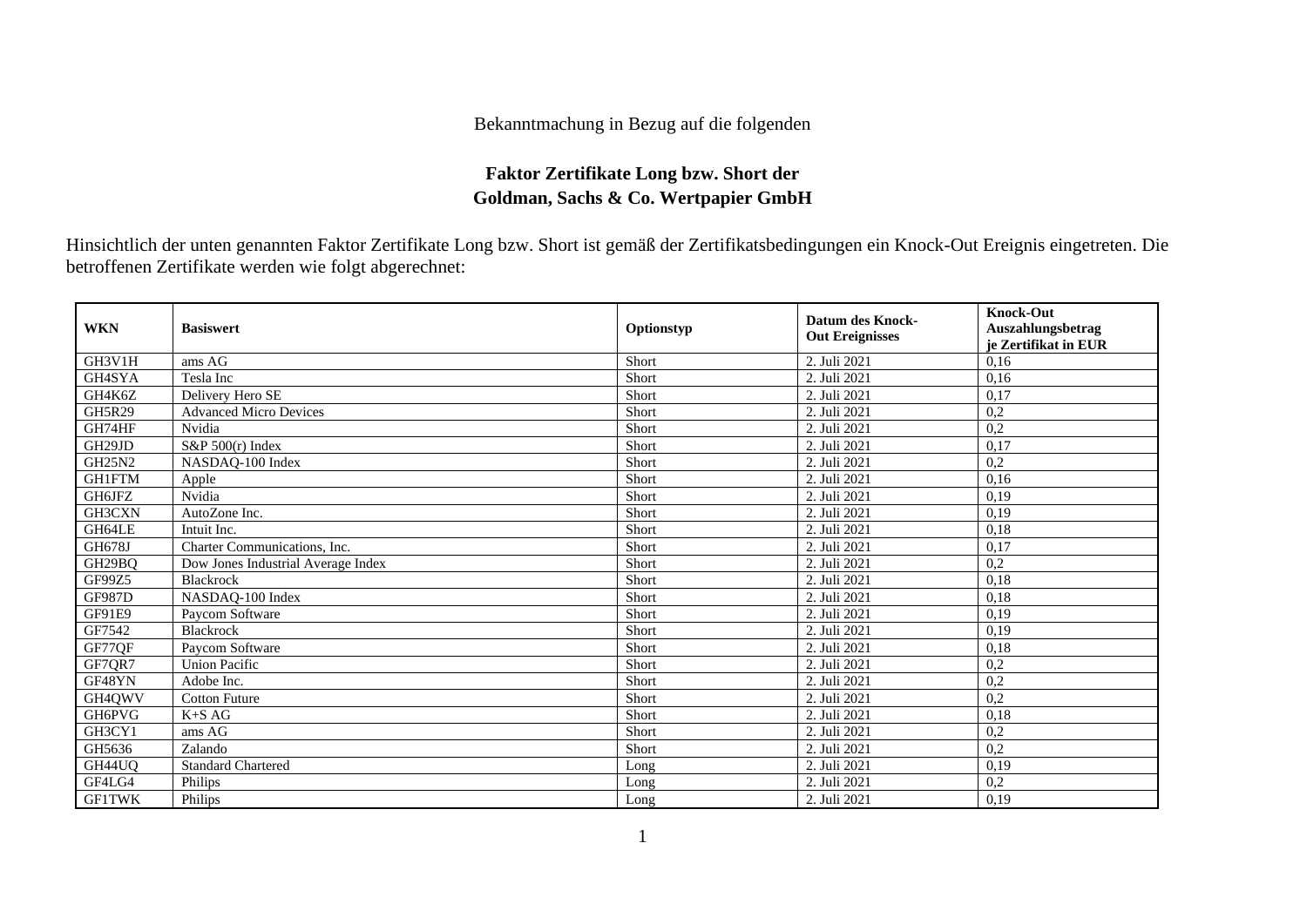Bekanntmachung in Bezug auf die folgenden

**Faktor Zertifikate Long bzw. Short der Goldman, Sachs & Co. Wertpapier GmbH**

Hinsichtlich der unten genannten Faktor Zertifikate Long bzw. Short ist gemäß der Zertifikatsbedingungen ein Knock-Out Ereignis eingetreten. Die betroffenen Zertifikate werden wie folgt abgerechnet:

| WKN | Basiswert | Optionstyp | Datum des Knock-Out Ereignisses | Knock-Out Auszahlungsbetrag je Zertifikat in EUR |
|---|---|---|---|---|
| GH3V1H | ams AG | Short | 2. Juli 2021 | 0,16 |
| GH4SYA | Tesla Inc | Short | 2. Juli 2021 | 0,16 |
| GH4K6Z | Delivery Hero SE | Short | 2. Juli 2021 | 0,17 |
| GH5R29 | Advanced Micro Devices | Short | 2. Juli 2021 | 0,2 |
| GH74HF | Nvidia | Short | 2. Juli 2021 | 0,2 |
| GH29JD | S&P 500(r) Index | Short | 2. Juli 2021 | 0,17 |
| GH25N2 | NASDAQ-100 Index | Short | 2. Juli 2021 | 0,2 |
| GH1FTM | Apple | Short | 2. Juli 2021 | 0,16 |
| GH6JFZ | Nvidia | Short | 2. Juli 2021 | 0,19 |
| GH3CXN | AutoZone Inc. | Short | 2. Juli 2021 | 0,19 |
| GH64LE | Intuit Inc. | Short | 2. Juli 2021 | 0,18 |
| GH678J | Charter Communications, Inc. | Short | 2. Juli 2021 | 0,17 |
| GH29BQ | Dow Jones Industrial Average Index | Short | 2. Juli 2021 | 0,2 |
| GF99Z5 | Blackrock | Short | 2. Juli 2021 | 0,18 |
| GF987D | NASDAQ-100 Index | Short | 2. Juli 2021 | 0,18 |
| GF91E9 | Paycom Software | Short | 2. Juli 2021 | 0,19 |
| GF7542 | Blackrock | Short | 2. Juli 2021 | 0,19 |
| GF77QF | Paycom Software | Short | 2. Juli 2021 | 0,18 |
| GF7QR7 | Union Pacific | Short | 2. Juli 2021 | 0,2 |
| GF48YN | Adobe Inc. | Short | 2. Juli 2021 | 0,2 |
| GH4QWV | Cotton Future | Short | 2. Juli 2021 | 0,2 |
| GH6PVG | K+S AG | Short | 2. Juli 2021 | 0,18 |
| GH3CY1 | ams AG | Short | 2. Juli 2021 | 0,2 |
| GH5636 | Zalando | Short | 2. Juli 2021 | 0,2 |
| GH44UQ | Standard Chartered | Long | 2. Juli 2021 | 0,19 |
| GF4LG4 | Philips | Long | 2. Juli 2021 | 0,2 |
| GF1TWK | Philips | Long | 2. Juli 2021 | 0,19 |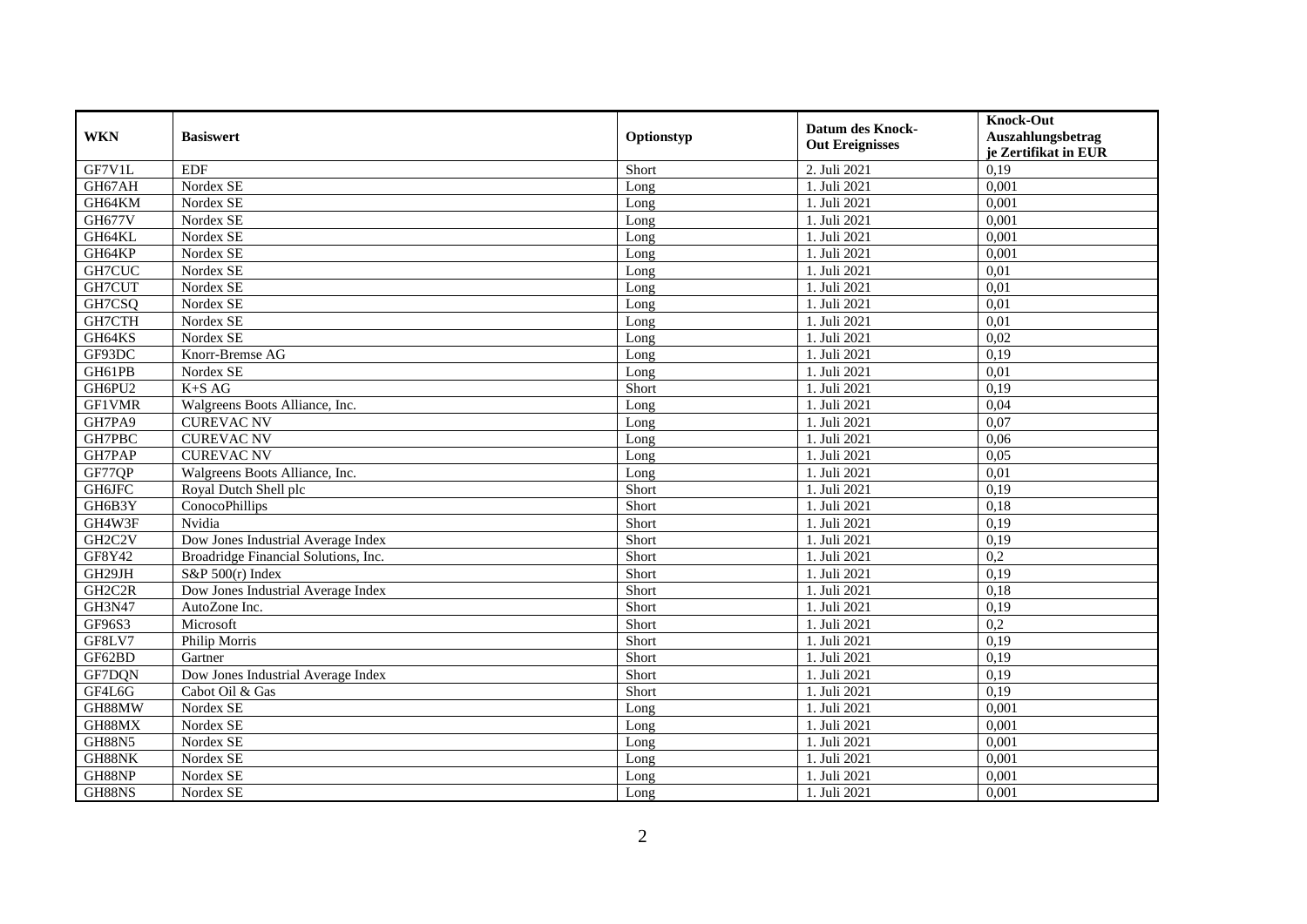| WKN | Basiswert | Optionstyp | Datum des Knock-Out Ereignisses | Knock-Out Auszahlungsbetrag je Zertifikat in EUR |
|---|---|---|---|---|
| GF7V1L | EDF | Short | 2. Juli 2021 | 0,19 |
| GH67AH | Nordex SE | Long | 1. Juli 2021 | 0,001 |
| GH64KM | Nordex SE | Long | 1. Juli 2021 | 0,001 |
| GH677V | Nordex SE | Long | 1. Juli 2021 | 0,001 |
| GH64KL | Nordex SE | Long | 1. Juli 2021 | 0,001 |
| GH64KP | Nordex SE | Long | 1. Juli 2021 | 0,001 |
| GH7CUC | Nordex SE | Long | 1. Juli 2021 | 0,01 |
| GH7CUT | Nordex SE | Long | 1. Juli 2021 | 0,01 |
| GH7CSQ | Nordex SE | Long | 1. Juli 2021 | 0,01 |
| GH7CTH | Nordex SE | Long | 1. Juli 2021 | 0,01 |
| GH64KS | Nordex SE | Long | 1. Juli 2021 | 0,02 |
| GF93DC | Knorr-Bremse AG | Long | 1. Juli 2021 | 0,19 |
| GH61PB | Nordex SE | Long | 1. Juli 2021 | 0,01 |
| GH6PU2 | K+S AG | Short | 1. Juli 2021 | 0,19 |
| GF1VMR | Walgreens Boots Alliance, Inc. | Long | 1. Juli 2021 | 0,04 |
| GH7PA9 | CUREVAC NV | Long | 1. Juli 2021 | 0,07 |
| GH7PBC | CUREVAC NV | Long | 1. Juli 2021 | 0,06 |
| GH7PAP | CUREVAC NV | Long | 1. Juli 2021 | 0,05 |
| GF77QP | Walgreens Boots Alliance, Inc. | Long | 1. Juli 2021 | 0,01 |
| GH6JFC | Royal Dutch Shell plc | Short | 1. Juli 2021 | 0,19 |
| GH6B3Y | ConocoPhillips | Short | 1. Juli 2021 | 0,18 |
| GH4W3F | Nvidia | Short | 1. Juli 2021 | 0,19 |
| GH2C2V | Dow Jones Industrial Average Index | Short | 1. Juli 2021 | 0,19 |
| GF8Y42 | Broadridge Financial Solutions, Inc. | Short | 1. Juli 2021 | 0,2 |
| GH29JH | S&P 500(r) Index | Short | 1. Juli 2021 | 0,19 |
| GH2C2R | Dow Jones Industrial Average Index | Short | 1. Juli 2021 | 0,18 |
| GH3N47 | AutoZone Inc. | Short | 1. Juli 2021 | 0,19 |
| GF96S3 | Microsoft | Short | 1. Juli 2021 | 0,2 |
| GF8LV7 | Philip Morris | Short | 1. Juli 2021 | 0,19 |
| GF62BD | Gartner | Short | 1. Juli 2021 | 0,19 |
| GF7DQN | Dow Jones Industrial Average Index | Short | 1. Juli 2021 | 0,19 |
| GF4L6G | Cabot Oil & Gas | Short | 1. Juli 2021 | 0,19 |
| GH88MW | Nordex SE | Long | 1. Juli 2021 | 0,001 |
| GH88MX | Nordex SE | Long | 1. Juli 2021 | 0,001 |
| GH88N5 | Nordex SE | Long | 1. Juli 2021 | 0,001 |
| GH88NK | Nordex SE | Long | 1. Juli 2021 | 0,001 |
| GH88NP | Nordex SE | Long | 1. Juli 2021 | 0,001 |
| GH88NS | Nordex SE | Long | 1. Juli 2021 | 0,001 |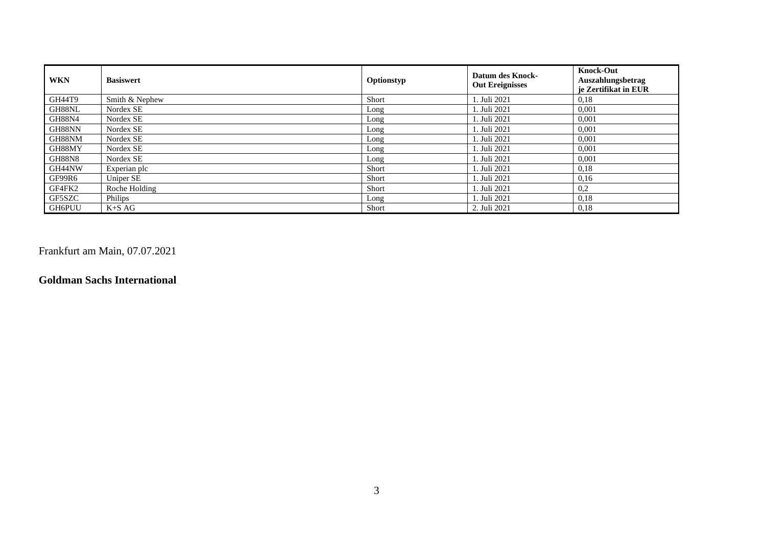| WKN | Basiswert | Optionstyp | Datum des Knock-Out Ereignisses | Knock-Out Auszahlungsbetrag je Zertifikat in EUR |
|---|---|---|---|---|
| GH44T9 | Smith & Nephew | Short | 1. Juli 2021 | 0,18 |
| GH88NL | Nordex SE | Long | 1. Juli 2021 | 0,001 |
| GH88N4 | Nordex SE | Long | 1. Juli 2021 | 0,001 |
| GH88NN | Nordex SE | Long | 1. Juli 2021 | 0,001 |
| GH88NM | Nordex SE | Long | 1. Juli 2021 | 0,001 |
| GH88MY | Nordex SE | Long | 1. Juli 2021 | 0,001 |
| GH88N8 | Nordex SE | Long | 1. Juli 2021 | 0,001 |
| GH44NW | Experian plc | Short | 1. Juli 2021 | 0,18 |
| GF99R6 | Uniper SE | Short | 1. Juli 2021 | 0,16 |
| GF4FK2 | Roche Holding | Short | 1. Juli 2021 | 0,2 |
| GF5SZC | Philips | Long | 1. Juli 2021 | 0,18 |
| GH6PUU | K+S AG | Short | 2. Juli 2021 | 0,18 |

Frankfurt am Main, 07.07.2021

**Goldman Sachs International**